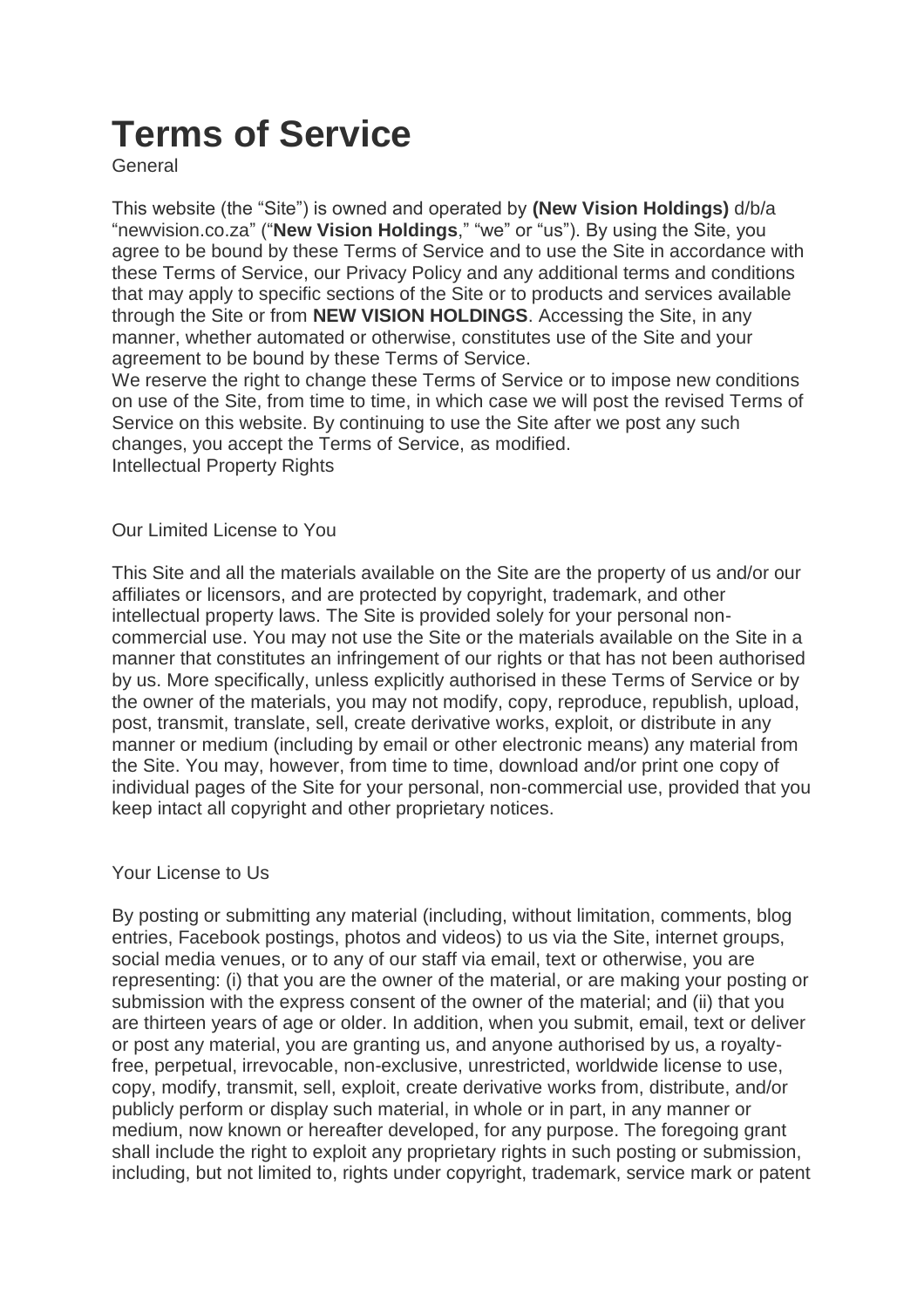# Terms of Service

General

This website (the "Site") is owned and operated by **(New Vision Holdings)** d/b/a "newvision.co.za" ("**New Vision Holdings**," "we" or "us"). By using the Site, you agree to be bound by these Terms of Service and to use the Site in accordance with these Terms of Service, our Privacy Policy and any additional terms and conditions that may apply to specific sections of the Site or to products and services available through the Site or from **NEW VISION HOLDINGS**. Accessing the Site, in any manner, whether automated or otherwise, constitutes use of the Site and your agreement to be bound by these Terms of Service.

We reserve the right to change these Terms of Service or to impose new conditions on use of the Site, from time to time, in which case we will post the revised Terms of Service on this website. By continuing to use the Site after we post any such changes, you accept the Terms of Service, as modified.

Intellectual Property Rights

Our Limited License to You

This Site and all the materials available on the Site are the property of us and/or our affiliates or licensors, and are protected by copyright, trademark, and other intellectual property laws. The Site is provided solely for your personal non-commercial use. You may not use the Site or the materials available on the Site in a manner that constitutes an infringement of our rights or that has not been authorised by us. More specifically, unless explicitly authorised in these Terms of Service or by the owner of the materials, you may not modify, copy, reproduce, republish, upload, post, transmit, translate, sell, create derivative works, exploit, or distribute in any manner or medium (including by email or other electronic means) any material from the Site. You may, however, from time to time, download and/or print one copy of individual pages of the Site for your personal, non-commercial use, provided that you keep intact all copyright and other proprietary notices.

Your License to Us

By posting or submitting any material (including, without limitation, comments, blog entries, Facebook postings, photos and videos) to us via the Site, internet groups, social media venues, or to any of our staff via email, text or otherwise, you are representing: (i) that you are the owner of the material, or are making your posting or submission with the express consent of the owner of the material; and (ii) that you are thirteen years of age or older. In addition, when you submit, email, text or deliver or post any material, you are granting us, and anyone authorised by us, a royalty-free, perpetual, irrevocable, non-exclusive, unrestricted, worldwide license to use, copy, modify, transmit, sell, exploit, create derivative works from, distribute, and/or publicly perform or display such material, in whole or in part, in any manner or medium, now known or hereafter developed, for any purpose. The foregoing grant shall include the right to exploit any proprietary rights in such posting or submission, including, but not limited to, rights under copyright, trademark, service mark or patent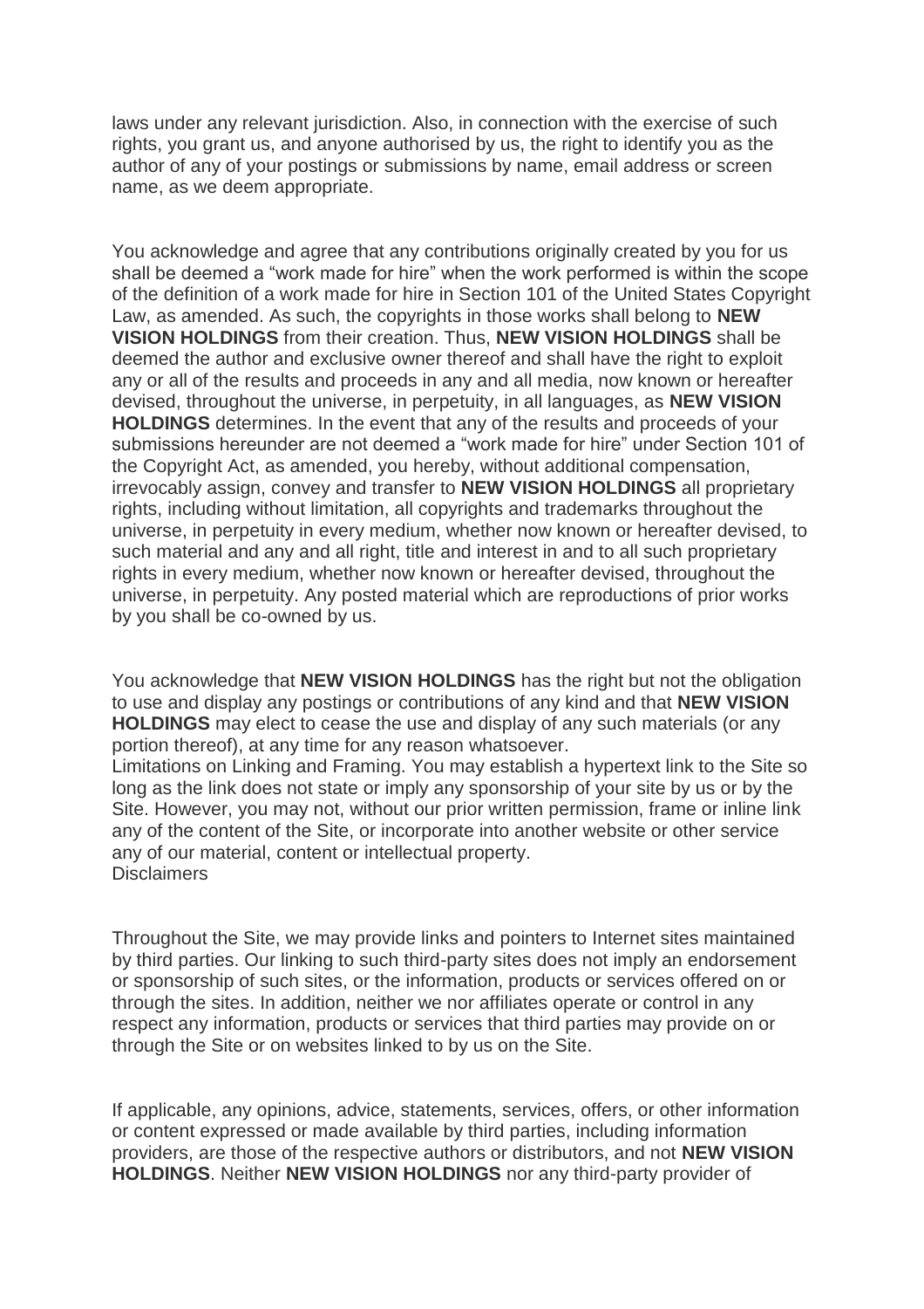laws under any relevant jurisdiction. Also, in connection with the exercise of such rights, you grant us, and anyone authorised by us, the right to identify you as the author of any of your postings or submissions by name, email address or screen name, as we deem appropriate.

You acknowledge and agree that any contributions originally created by you for us shall be deemed a "work made for hire" when the work performed is within the scope of the definition of a work made for hire in Section 101 of the United States Copyright Law, as amended. As such, the copyrights in those works shall belong to **NEW VISION HOLDINGS** from their creation. Thus, **NEW VISION HOLDINGS** shall be deemed the author and exclusive owner thereof and shall have the right to exploit any or all of the results and proceeds in any and all media, now known or hereafter devised, throughout the universe, in perpetuity, in all languages, as **NEW VISION HOLDINGS** determines. In the event that any of the results and proceeds of your submissions hereunder are not deemed a "work made for hire" under Section 101 of the Copyright Act, as amended, you hereby, without additional compensation, irrevocably assign, convey and transfer to **NEW VISION HOLDINGS** all proprietary rights, including without limitation, all copyrights and trademarks throughout the universe, in perpetuity in every medium, whether now known or hereafter devised, to such material and any and all right, title and interest in and to all such proprietary rights in every medium, whether now known or hereafter devised, throughout the universe, in perpetuity. Any posted material which are reproductions of prior works by you shall be co-owned by us.

You acknowledge that **NEW VISION HOLDINGS** has the right but not the obligation to use and display any postings or contributions of any kind and that **NEW VISION HOLDINGS** may elect to cease the use and display of any such materials (or any portion thereof), at any time for any reason whatsoever.
Limitations on Linking and Framing. You may establish a hypertext link to the Site so long as the link does not state or imply any sponsorship of your site by us or by the Site. However, you may not, without our prior written permission, frame or inline link any of the content of the Site, or incorporate into another website or other service any of our material, content or intellectual property.
Disclaimers

Throughout the Site, we may provide links and pointers to Internet sites maintained by third parties. Our linking to such third-party sites does not imply an endorsement or sponsorship of such sites, or the information, products or services offered on or through the sites. In addition, neither we nor affiliates operate or control in any respect any information, products or services that third parties may provide on or through the Site or on websites linked to by us on the Site.

If applicable, any opinions, advice, statements, services, offers, or other information or content expressed or made available by third parties, including information providers, are those of the respective authors or distributors, and not **NEW VISION HOLDINGS**. Neither **NEW VISION HOLDINGS** nor any third-party provider of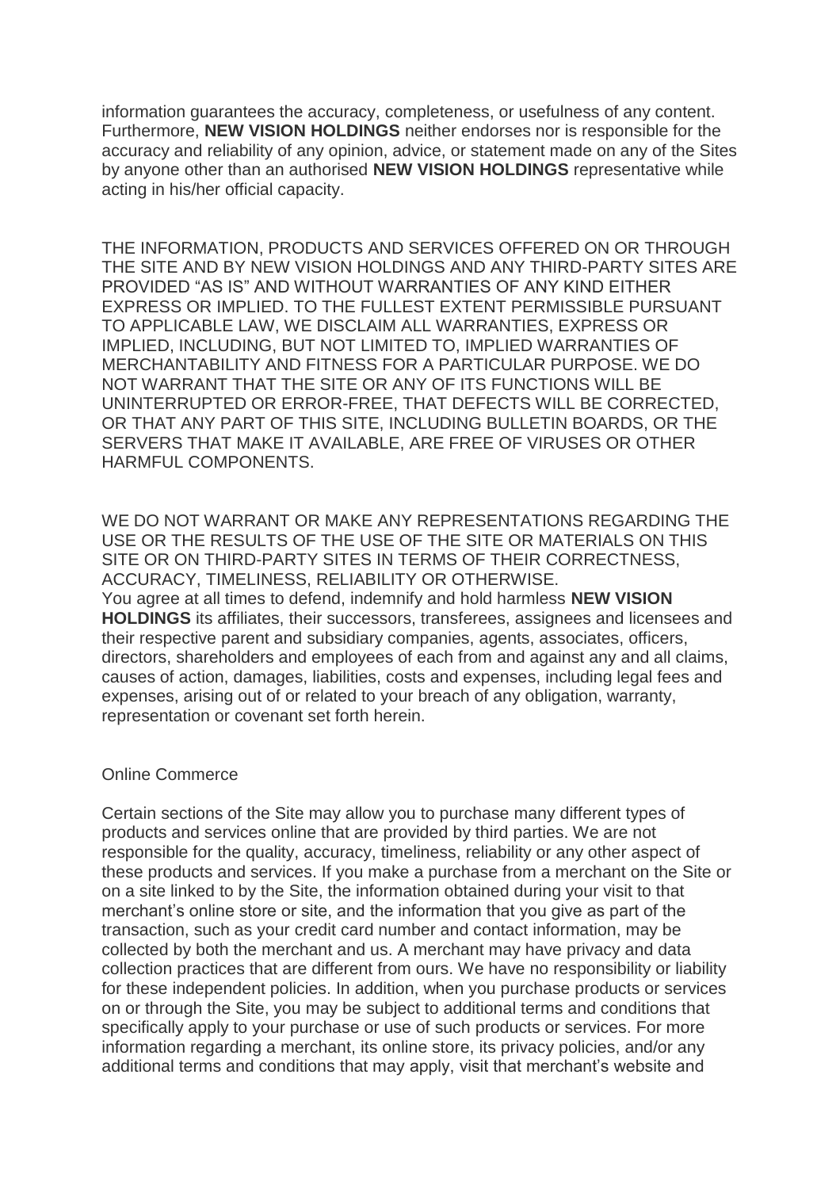information guarantees the accuracy, completeness, or usefulness of any content. Furthermore, **NEW VISION HOLDINGS** neither endorses nor is responsible for the accuracy and reliability of any opinion, advice, or statement made on any of the Sites by anyone other than an authorised **NEW VISION HOLDINGS** representative while acting in his/her official capacity.

THE INFORMATION, PRODUCTS AND SERVICES OFFERED ON OR THROUGH THE SITE AND BY NEW VISION HOLDINGS AND ANY THIRD-PARTY SITES ARE PROVIDED "AS IS" AND WITHOUT WARRANTIES OF ANY KIND EITHER EXPRESS OR IMPLIED. TO THE FULLEST EXTENT PERMISSIBLE PURSUANT TO APPLICABLE LAW, WE DISCLAIM ALL WARRANTIES, EXPRESS OR IMPLIED, INCLUDING, BUT NOT LIMITED TO, IMPLIED WARRANTIES OF MERCHANTABILITY AND FITNESS FOR A PARTICULAR PURPOSE. WE DO NOT WARRANT THAT THE SITE OR ANY OF ITS FUNCTIONS WILL BE UNINTERRUPTED OR ERROR-FREE, THAT DEFECTS WILL BE CORRECTED, OR THAT ANY PART OF THIS SITE, INCLUDING BULLETIN BOARDS, OR THE SERVERS THAT MAKE IT AVAILABLE, ARE FREE OF VIRUSES OR OTHER HARMFUL COMPONENTS.

WE DO NOT WARRANT OR MAKE ANY REPRESENTATIONS REGARDING THE USE OR THE RESULTS OF THE USE OF THE SITE OR MATERIALS ON THIS SITE OR ON THIRD-PARTY SITES IN TERMS OF THEIR CORRECTNESS, ACCURACY, TIMELINESS, RELIABILITY OR OTHERWISE.
You agree at all times to defend, indemnify and hold harmless **NEW VISION HOLDINGS** its affiliates, their successors, transferees, assignees and licensees and their respective parent and subsidiary companies, agents, associates, officers, directors, shareholders and employees of each from and against any and all claims, causes of action, damages, liabilities, costs and expenses, including legal fees and expenses, arising out of or related to your breach of any obligation, warranty, representation or covenant set forth herein.

Online Commerce

Certain sections of the Site may allow you to purchase many different types of products and services online that are provided by third parties. We are not responsible for the quality, accuracy, timeliness, reliability or any other aspect of these products and services. If you make a purchase from a merchant on the Site or on a site linked to by the Site, the information obtained during your visit to that merchant's online store or site, and the information that you give as part of the transaction, such as your credit card number and contact information, may be collected by both the merchant and us. A merchant may have privacy and data collection practices that are different from ours. We have no responsibility or liability for these independent policies. In addition, when you purchase products or services on or through the Site, you may be subject to additional terms and conditions that specifically apply to your purchase or use of such products or services. For more information regarding a merchant, its online store, its privacy policies, and/or any additional terms and conditions that may apply, visit that merchant's website and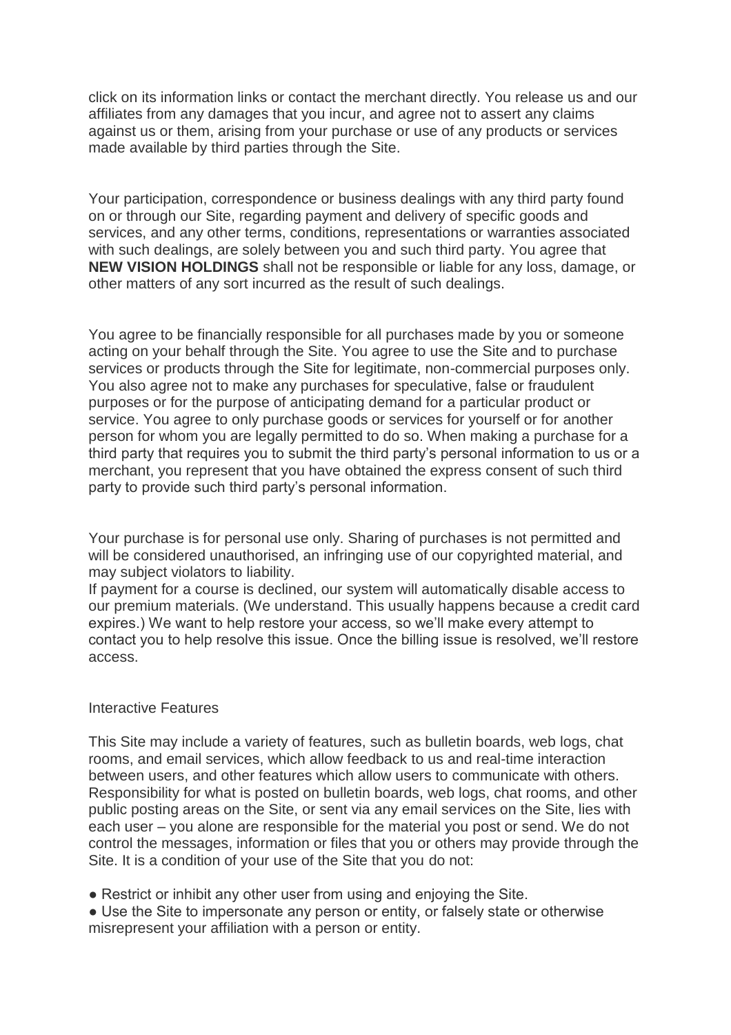click on its information links or contact the merchant directly. You release us and our affiliates from any damages that you incur, and agree not to assert any claims against us or them, arising from your purchase or use of any products or services made available by third parties through the Site.

Your participation, correspondence or business dealings with any third party found on or through our Site, regarding payment and delivery of specific goods and services, and any other terms, conditions, representations or warranties associated with such dealings, are solely between you and such third party. You agree that **NEW VISION HOLDINGS** shall not be responsible or liable for any loss, damage, or other matters of any sort incurred as the result of such dealings.

You agree to be financially responsible for all purchases made by you or someone acting on your behalf through the Site. You agree to use the Site and to purchase services or products through the Site for legitimate, non-commercial purposes only. You also agree not to make any purchases for speculative, false or fraudulent purposes or for the purpose of anticipating demand for a particular product or service. You agree to only purchase goods or services for yourself or for another person for whom you are legally permitted to do so. When making a purchase for a third party that requires you to submit the third party's personal information to us or a merchant, you represent that you have obtained the express consent of such third party to provide such third party's personal information.

Your purchase is for personal use only. Sharing of purchases is not permitted and will be considered unauthorised, an infringing use of our copyrighted material, and may subject violators to liability.
If payment for a course is declined, our system will automatically disable access to our premium materials. (We understand. This usually happens because a credit card expires.) We want to help restore your access, so we'll make every attempt to contact you to help resolve this issue. Once the billing issue is resolved, we'll restore access.

Interactive Features

This Site may include a variety of features, such as bulletin boards, web logs, chat rooms, and email services, which allow feedback to us and real-time interaction between users, and other features which allow users to communicate with others. Responsibility for what is posted on bulletin boards, web logs, chat rooms, and other public posting areas on the Site, or sent via any email services on the Site, lies with each user – you alone are responsible for the material you post or send. We do not control the messages, information or files that you or others may provide through the Site. It is a condition of your use of the Site that you do not:

- Restrict or inhibit any other user from using and enjoying the Site.
- Use the Site to impersonate any person or entity, or falsely state or otherwise misrepresent your affiliation with a person or entity.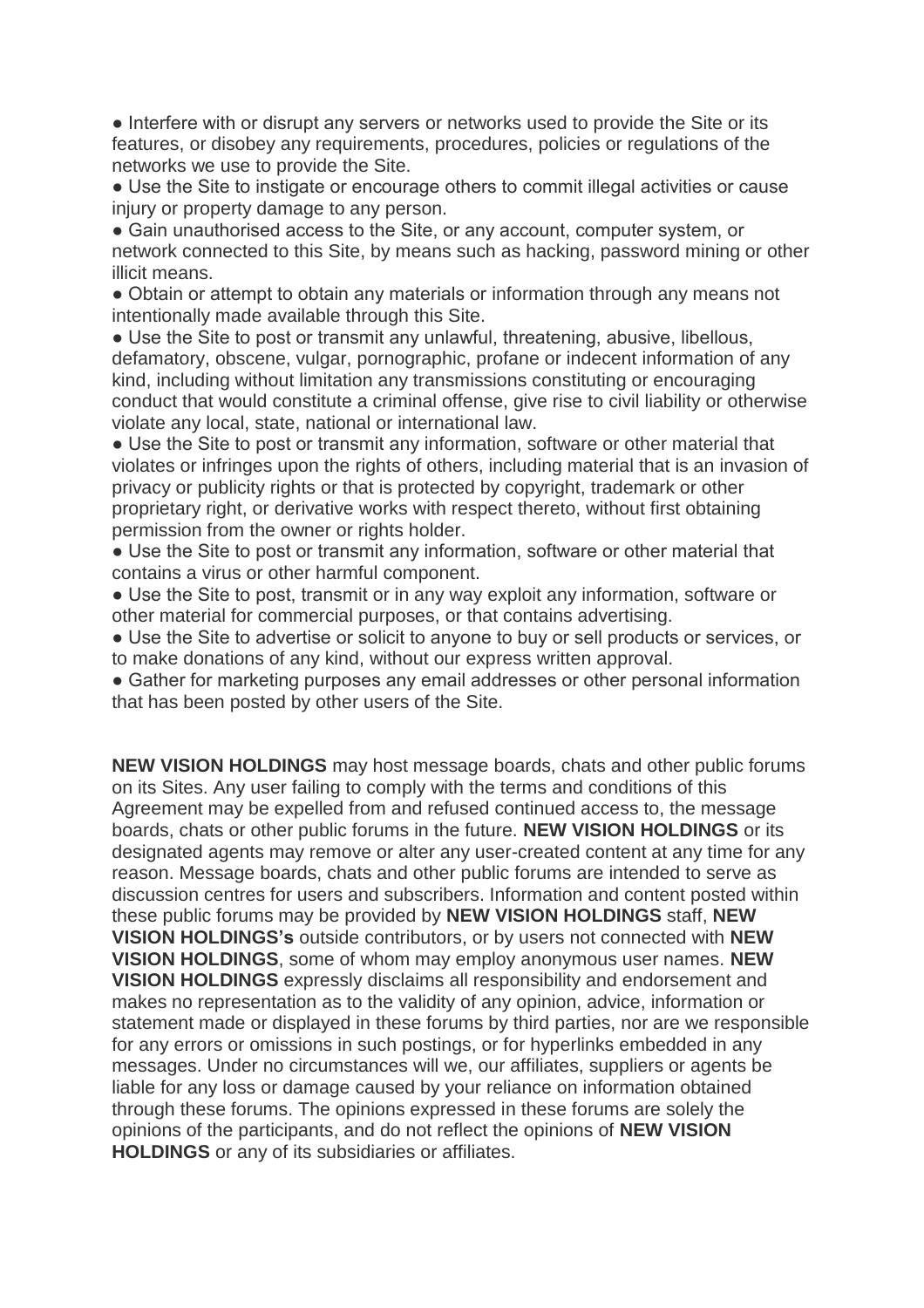- Interfere with or disrupt any servers or networks used to provide the Site or its features, or disobey any requirements, procedures, policies or regulations of the networks we use to provide the Site.
- Use the Site to instigate or encourage others to commit illegal activities or cause injury or property damage to any person.
- Gain unauthorised access to the Site, or any account, computer system, or network connected to this Site, by means such as hacking, password mining or other illicit means.
- Obtain or attempt to obtain any materials or information through any means not intentionally made available through this Site.
- Use the Site to post or transmit any unlawful, threatening, abusive, libellous, defamatory, obscene, vulgar, pornographic, profane or indecent information of any kind, including without limitation any transmissions constituting or encouraging conduct that would constitute a criminal offense, give rise to civil liability or otherwise violate any local, state, national or international law.
- Use the Site to post or transmit any information, software or other material that violates or infringes upon the rights of others, including material that is an invasion of privacy or publicity rights or that is protected by copyright, trademark or other proprietary right, or derivative works with respect thereto, without first obtaining permission from the owner or rights holder.
- Use the Site to post or transmit any information, software or other material that contains a virus or other harmful component.
- Use the Site to post, transmit or in any way exploit any information, software or other material for commercial purposes, or that contains advertising.
- Use the Site to advertise or solicit to anyone to buy or sell products or services, or to make donations of any kind, without our express written approval.
- Gather for marketing purposes any email addresses or other personal information that has been posted by other users of the Site.

**NEW VISION HOLDINGS** may host message boards, chats and other public forums on its Sites. Any user failing to comply with the terms and conditions of this Agreement may be expelled from and refused continued access to, the message boards, chats or other public forums in the future. **NEW VISION HOLDINGS** or its designated agents may remove or alter any user-created content at any time for any reason. Message boards, chats and other public forums are intended to serve as discussion centres for users and subscribers. Information and content posted within these public forums may be provided by **NEW VISION HOLDINGS** staff, **NEW VISION HOLDINGS's** outside contributors, or by users not connected with **NEW VISION HOLDINGS**, some of whom may employ anonymous user names. **NEW VISION HOLDINGS** expressly disclaims all responsibility and endorsement and makes no representation as to the validity of any opinion, advice, information or statement made or displayed in these forums by third parties, nor are we responsible for any errors or omissions in such postings, or for hyperlinks embedded in any messages. Under no circumstances will we, our affiliates, suppliers or agents be liable for any loss or damage caused by your reliance on information obtained through these forums. The opinions expressed in these forums are solely the opinions of the participants, and do not reflect the opinions of **NEW VISION HOLDINGS** or any of its subsidiaries or affiliates.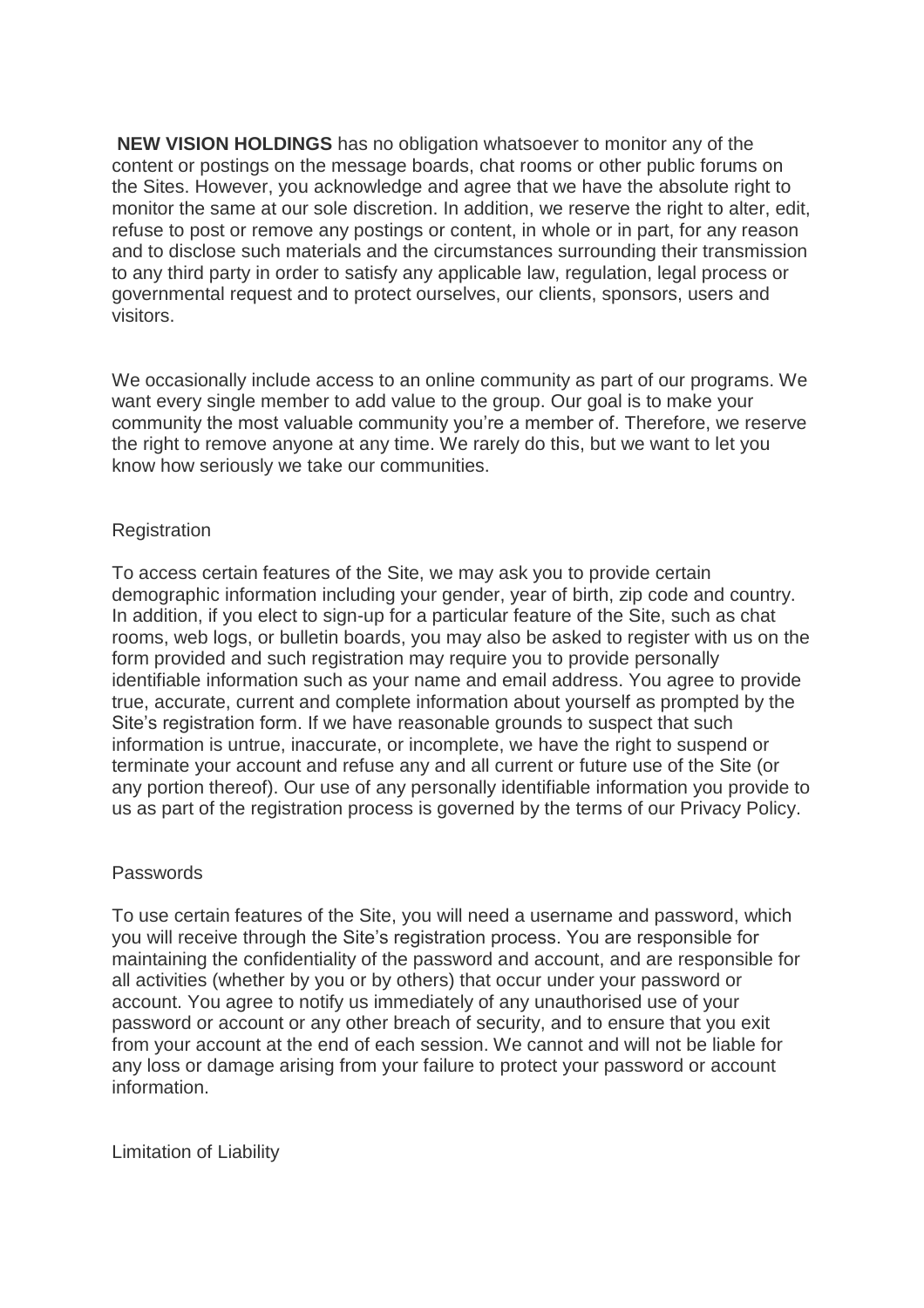**NEW VISION HOLDINGS** has no obligation whatsoever to monitor any of the content or postings on the message boards, chat rooms or other public forums on the Sites. However, you acknowledge and agree that we have the absolute right to monitor the same at our sole discretion. In addition, we reserve the right to alter, edit, refuse to post or remove any postings or content, in whole or in part, for any reason and to disclose such materials and the circumstances surrounding their transmission to any third party in order to satisfy any applicable law, regulation, legal process or governmental request and to protect ourselves, our clients, sponsors, users and visitors.

We occasionally include access to an online community as part of our programs. We want every single member to add value to the group. Our goal is to make your community the most valuable community you're a member of. Therefore, we reserve the right to remove anyone at any time. We rarely do this, but we want to let you know how seriously we take our communities.

## Registration

To access certain features of the Site, we may ask you to provide certain demographic information including your gender, year of birth, zip code and country. In addition, if you elect to sign-up for a particular feature of the Site, such as chat rooms, web logs, or bulletin boards, you may also be asked to register with us on the form provided and such registration may require you to provide personally identifiable information such as your name and email address. You agree to provide true, accurate, current and complete information about yourself as prompted by the Site's registration form. If we have reasonable grounds to suspect that such information is untrue, inaccurate, or incomplete, we have the right to suspend or terminate your account and refuse any and all current or future use of the Site (or any portion thereof). Our use of any personally identifiable information you provide to us as part of the registration process is governed by the terms of our Privacy Policy.

## Passwords

To use certain features of the Site, you will need a username and password, which you will receive through the Site's registration process. You are responsible for maintaining the confidentiality of the password and account, and are responsible for all activities (whether by you or by others) that occur under your password or account. You agree to notify us immediately of any unauthorised use of your password or account or any other breach of security, and to ensure that you exit from your account at the end of each session. We cannot and will not be liable for any loss or damage arising from your failure to protect your password or account information.

## Limitation of Liability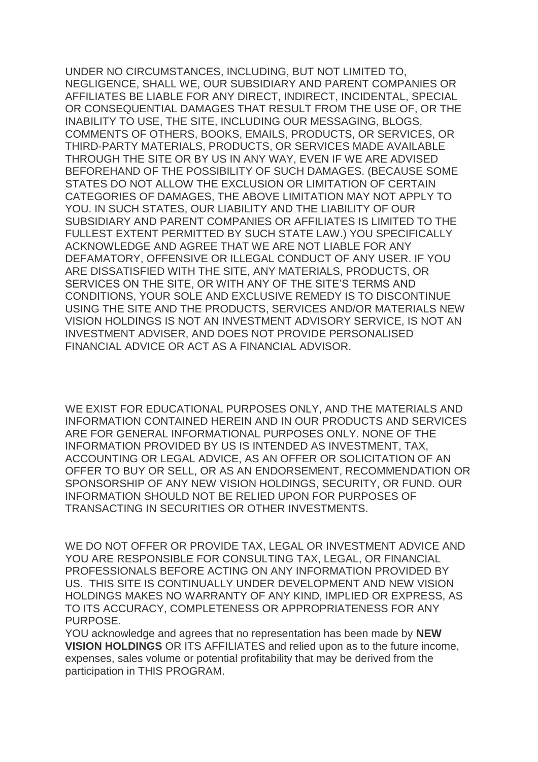UNDER NO CIRCUMSTANCES, INCLUDING, BUT NOT LIMITED TO, NEGLIGENCE, SHALL WE, OUR SUBSIDIARY AND PARENT COMPANIES OR AFFILIATES BE LIABLE FOR ANY DIRECT, INDIRECT, INCIDENTAL, SPECIAL OR CONSEQUENTIAL DAMAGES THAT RESULT FROM THE USE OF, OR THE INABILITY TO USE, THE SITE, INCLUDING OUR MESSAGING, BLOGS, COMMENTS OF OTHERS, BOOKS, EMAILS, PRODUCTS, OR SERVICES, OR THIRD-PARTY MATERIALS, PRODUCTS, OR SERVICES MADE AVAILABLE THROUGH THE SITE OR BY US IN ANY WAY, EVEN IF WE ARE ADVISED BEFOREHAND OF THE POSSIBILITY OF SUCH DAMAGES. (BECAUSE SOME STATES DO NOT ALLOW THE EXCLUSION OR LIMITATION OF CERTAIN CATEGORIES OF DAMAGES, THE ABOVE LIMITATION MAY NOT APPLY TO YOU. IN SUCH STATES, OUR LIABILITY AND THE LIABILITY OF OUR SUBSIDIARY AND PARENT COMPANIES OR AFFILIATES IS LIMITED TO THE FULLEST EXTENT PERMITTED BY SUCH STATE LAW.) YOU SPECIFICALLY ACKNOWLEDGE AND AGREE THAT WE ARE NOT LIABLE FOR ANY DEFAMATORY, OFFENSIVE OR ILLEGAL CONDUCT OF ANY USER. IF YOU ARE DISSATISFIED WITH THE SITE, ANY MATERIALS, PRODUCTS, OR SERVICES ON THE SITE, OR WITH ANY OF THE SITE'S TERMS AND CONDITIONS, YOUR SOLE AND EXCLUSIVE REMEDY IS TO DISCONTINUE USING THE SITE AND THE PRODUCTS, SERVICES AND/OR MATERIALS NEW VISION HOLDINGS IS NOT AN INVESTMENT ADVISORY SERVICE, IS NOT AN INVESTMENT ADVISER, AND DOES NOT PROVIDE PERSONALISED FINANCIAL ADVICE OR ACT AS A FINANCIAL ADVISOR.

WE EXIST FOR EDUCATIONAL PURPOSES ONLY, AND THE MATERIALS AND INFORMATION CONTAINED HEREIN AND IN OUR PRODUCTS AND SERVICES ARE FOR GENERAL INFORMATIONAL PURPOSES ONLY. NONE OF THE INFORMATION PROVIDED BY US IS INTENDED AS INVESTMENT, TAX, ACCOUNTING OR LEGAL ADVICE, AS AN OFFER OR SOLICITATION OF AN OFFER TO BUY OR SELL, OR AS AN ENDORSEMENT, RECOMMENDATION OR SPONSORSHIP OF ANY NEW VISION HOLDINGS, SECURITY, OR FUND. OUR INFORMATION SHOULD NOT BE RELIED UPON FOR PURPOSES OF TRANSACTING IN SECURITIES OR OTHER INVESTMENTS.

WE DO NOT OFFER OR PROVIDE TAX, LEGAL OR INVESTMENT ADVICE AND YOU ARE RESPONSIBLE FOR CONSULTING TAX, LEGAL, OR FINANCIAL PROFESSIONALS BEFORE ACTING ON ANY INFORMATION PROVIDED BY US. THIS SITE IS CONTINUALLY UNDER DEVELOPMENT AND NEW VISION HOLDINGS MAKES NO WARRANTY OF ANY KIND, IMPLIED OR EXPRESS, AS TO ITS ACCURACY, COMPLETENESS OR APPROPRIATENESS FOR ANY PURPOSE.

YOU acknowledge and agrees that no representation has been made by **NEW VISION HOLDINGS** OR ITS AFFILIATES and relied upon as to the future income, expenses, sales volume or potential profitability that may be derived from the participation in THIS PROGRAM.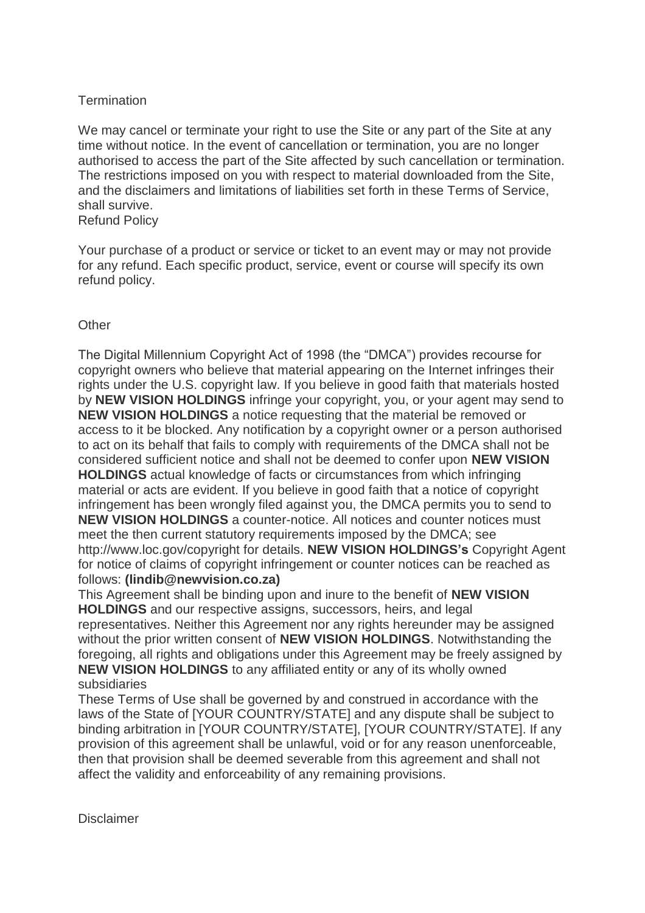## Termination

We may cancel or terminate your right to use the Site or any part of the Site at any time without notice. In the event of cancellation or termination, you are no longer authorised to access the part of the Site affected by such cancellation or termination. The restrictions imposed on you with respect to material downloaded from the Site, and the disclaimers and limitations of liabilities set forth in these Terms of Service, shall survive.

## Refund Policy

Your purchase of a product or service or ticket to an event may or may not provide for any refund. Each specific product, service, event or course will specify its own refund policy.

## Other

The Digital Millennium Copyright Act of 1998 (the "DMCA") provides recourse for copyright owners who believe that material appearing on the Internet infringes their rights under the U.S. copyright law. If you believe in good faith that materials hosted by **NEW VISION HOLDINGS** infringe your copyright, you, or your agent may send to **NEW VISION HOLDINGS** a notice requesting that the material be removed or access to it be blocked. Any notification by a copyright owner or a person authorised to act on its behalf that fails to comply with requirements of the DMCA shall not be considered sufficient notice and shall not be deemed to confer upon **NEW VISION HOLDINGS** actual knowledge of facts or circumstances from which infringing material or acts are evident. If you believe in good faith that a notice of copyright infringement has been wrongly filed against you, the DMCA permits you to send to **NEW VISION HOLDINGS** a counter-notice. All notices and counter notices must meet the then current statutory requirements imposed by the DMCA; see http://www.loc.gov/copyright for details. **NEW VISION HOLDINGS's** Copyright Agent for notice of claims of copyright infringement or counter notices can be reached as follows: **(lindib@newvision.co.za)**

This Agreement shall be binding upon and inure to the benefit of **NEW VISION HOLDINGS** and our respective assigns, successors, heirs, and legal representatives. Neither this Agreement nor any rights hereunder may be assigned without the prior written consent of **NEW VISION HOLDINGS**. Notwithstanding the foregoing, all rights and obligations under this Agreement may be freely assigned by **NEW VISION HOLDINGS** to any affiliated entity or any of its wholly owned subsidiaries

These Terms of Use shall be governed by and construed in accordance with the laws of the State of [YOUR COUNTRY/STATE] and any dispute shall be subject to binding arbitration in [YOUR COUNTRY/STATE], [YOUR COUNTRY/STATE]. If any provision of this agreement shall be unlawful, void or for any reason unenforceable, then that provision shall be deemed severable from this agreement and shall not affect the validity and enforceability of any remaining provisions.

## Disclaimer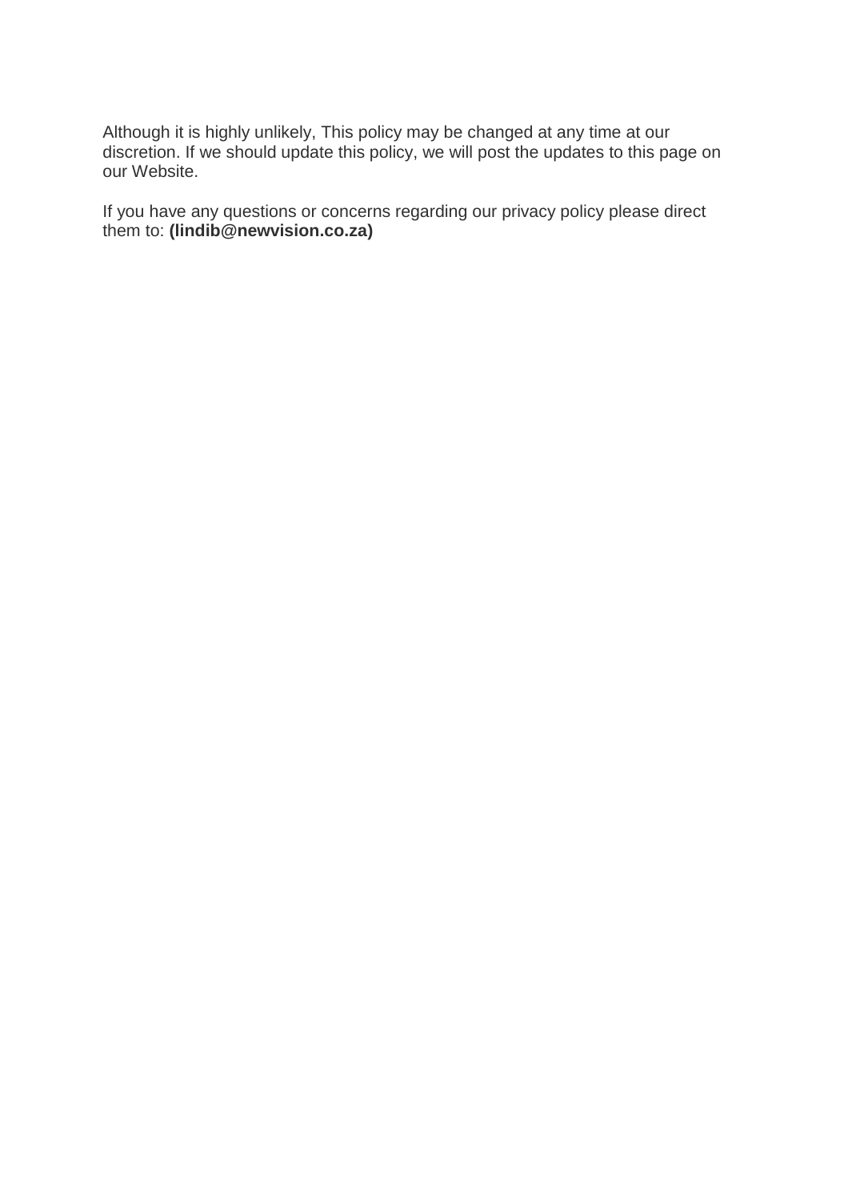Although it is highly unlikely, This policy may be changed at any time at our discretion. If we should update this policy, we will post the updates to this page on our Website.

If you have any questions or concerns regarding our privacy policy please direct them to: **(lindib@newvision.co.za)**